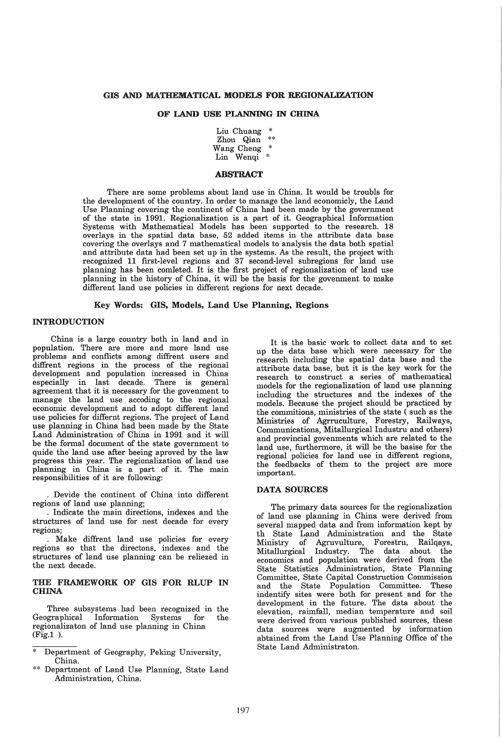# GIS AND MATHEMATICAL MODELS FOR REGIONALIZATION

## OF LAND USE PLANNING IN CHINA

Liu Chuang *
Zhou Qian **
Wang Cheng *
Lin Wenqi *

## ABSTRACT

There are some problems about land use in China. It would be troubls for the development of the country. In order to manage the land economicly, the Land Use Planning covering the continent of China had been made by the government of the state in 1991. Regionalization is a part of it. Geographical Information Systems with Mathematical Models has been supported to the research. 18 overlays in the spatial data base, 52 added items in the attribute data base covering the overlays and 7 mathematical models to analysis the data both spatial and attribute data had been set up in the systems. As the result, the project with recognized 11 first-level regions and 37 second-level subregions for land use planning has been comleted. It is the first project of regionalization of land use planning in the history of China, it will be the basis for the govenment to make different land use policies in different regions for next decade.

**Key Words: GIS, Models, Land Use Planning, Regions**

## INTRODUCTION

China is a large country both in land and in population. There are more and more land use problems and conflicts among diffrent users and diffrent regions in the process of the regional development and population increased in China especially in last decade. There is general agreement that it is necessary for the govenment to manage the land use accoding to the regional economic development and to adopt different land use policies for differnt regions. The project of Land use planning in China had been made by the State Land Administration of China in 1991 and it will be the formal document of the state government to quide the land use after beeing aproved by the law progress this year. The regionalization of land use planning in China is a part of it. The main responsibilities of it are following:

. Devide the continent of China into different regions of land use planning;

. Indicate the main directions, indexes and the structures of land use for nest decade for every regions;

. Make diffrent land use policies for every regions so that the directons, indexes and the structures of land use planning can be reliezed in the next decade.

## THE FRAMEWORK OF GIS FOR RLUP IN CHINA

Three subsystems had been recognized in the Geographical Information Systems for the regionalizaton of land use planning in China (Fig.1 ).

It is the basic work to collect data and to set up the data base which were necessary for the research including the spatial data base and the attribute data base, but it is the key work for the research to construct a series of mathematical models for the regionalization of land use planning including the structures and the indexes of the models. Because the project should be practiced by the commitions, ministries of the state ( such as the Ministries of Agrruculture, Forestry, Railways, Communications, Mitallurgical Industru and others) and provincial govenments which are related to the land use, furthermore, it will be the basise for the regional policies for land use in different regions, the feedbacks of them to the project are more important.

## DATA SOURCES

The primary data sources for the regionalization of land use planning in China were derived from several mapped data and from information kept by th State Land Administration and the State Ministry of Agruvulture, Forestru, Railqays, Mitallurgical Industry. The data about the economics and population were derived from the State Statistics Administration, State Planning Committee, State Capital Construction Commission and the State Population Committee. These indentify sites were both for present and for the development in the future. The data about the elevation, rainfall, median temperature and soil were derived from various published sources, these data sources were augmented by information abtained from the Land Use Planning Office of the State Land Administraton.

---

* Department of Geography, Peking University, China.

** Department of Land Use Planning, State Land Administration, China.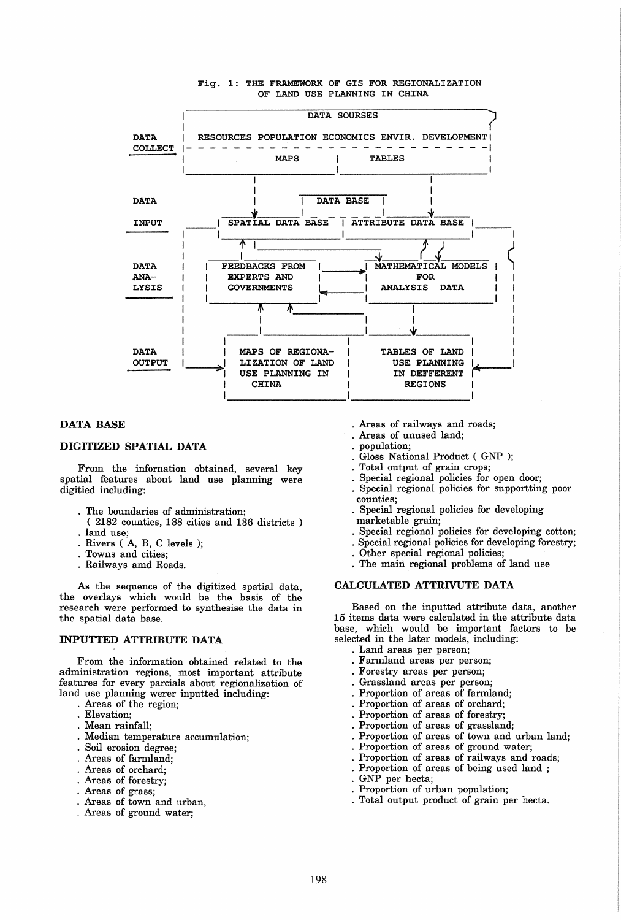Fig. 1: THE FRAMEWORK OF GIS FOR REGIONALIZATION OF LAND USE PLANNING IN CHINA

```
                  DATA SOURSES
DATA      RESOURCES POPULATION ECONOMICS ENVIR. DEVELOPMENT
COLLECT   - - - - - - - - - - - - - - - - - - - - - - - - -
                 MAPS          |        TABLES

DATA                      DATA BASE

INPUT         SPATIAL DATA BASE | ATTRIBUTE DATA BASE

DATA       FEEDBACKS FROM          MATHEMATICAL MODELS
ANA-       EXPERTS AND                    FOR
LYSIS      GOVERNMENTS               ANALYSIS  DATA

DATA       MAPS OF REGIONA-        TABLES OF LAND
OUTPUT     LIZATION OF LAND          USE PLANNING
           USE PLANNING IN           IN DEFFERENT
           CHINA                       REGIONS
```

## DATA BASE

### DIGITIZED SPATIAL DATA

From the infornation obtained, several key spatial features about land use planning were digitied including:

- . The boundaries of administration; ( 2182 counties, 188 cities and 136 districts )
- . land use;
- . Rivers ( A, B, C levels );
- . Towns and cities;
- . Railways amd Roads.

As the sequence of the digitized spatial data, the overlays which would be the basis of the research were performed to synthesise the data in the spatial data base.

### INPUTTED ATTRIBUTE DATA

From the information obtained related to the administration regions, most important attribute features for every parcials about regionalization of land use planning werer inputted including:

- . Areas of the region;
- . Elevation;
- . Mean rainfall;
- . Median temperature accumulation;
- . Soil erosion degree;
- . Areas of farmland;
- . Areas of orchard;
- . Areas of forestry;
- . Areas of grass;
- . Areas of town and urban,
- . Areas of ground water;
- . Areas of railways and roads;
- . Areas of unused land;
- . population;
- . Gloss National Product ( GNP );
- . Total output of grain crops;
- . Special regional policies for open door;
- . Special regional policies for supportting poor counties;
- . Special regional policies for developing marketable grain;
- . Special regional policies for developing cotton;
- . Special regional policies for developing forestry;
- . Other special regional policies;
- . The main regional problems of land use

### CALCULATED ATTRIVUTE DATA

Based on the inputted attribute data, another 15 items data were calculated in the attribute data base, which would be important factors to be selected in the later models, including:

- . Land areas per person;
- . Farmland areas per person;
- . Forestry areas per person;
- . Grassland areas per person;
- . Proportion of areas of farmland;
- . Proportion of areas of orchard;
- . Proportion of areas of forestry;
- . Proportion of areas of grassland;
- . Proportion of areas of town and urban land;
- . Proportion of areas of ground water;
- . Proportion of areas of railways and roads;
- . Proportion of areas of being used land ;
- . GNP per hecta;
- . Proportion of urban population;
- . Total output product of grain per hecta.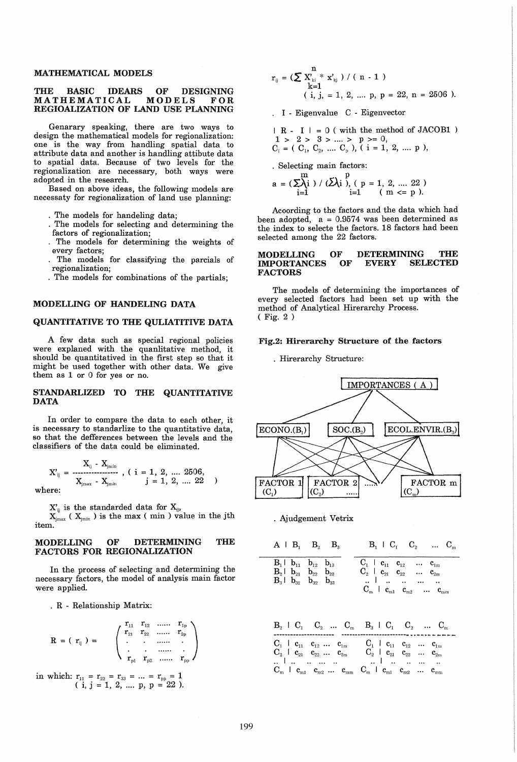## MATHEMATICAL MODELS

### THE BASIC IDEARS OF DESIGNING MATHEMATICAL MODELS FOR REGIOALIZATION OF LAND USE PLANNING

Genarary speaking, there are two ways to design the mathematical models for regionalization: one is the way from handling spatial data to attribute data and another is handling attibute data to spatial data. Because of two levels for the regionalization are necessary, both ways were adopted in the research.

Based on above ideas, the following models are necessaty for regionalization of land use planning:

- The models for handeling data;
- The models for selecting and determining the factors of regionalization;
- The models for determining the weights of every factors;
- The models for classifying the parcials of regionalization;
- The models for combinations of the partials;

### MODELLING OF HANDELING DATA

### QUANTITATIVE TO THE QULIATITIVE DATA

A few data such as special regional policies were explaned with the quanlitative method, it should be quantitatived in the first step so that it might be used together with other data. We give them as 1 or 0 for yes or no.

### STANDARLIZED TO THE QUANTITATIVE DATA

In order to compare the data to each other, it is necessary to standarlize to the quantitative data, so that the defferences between the levels and the classifiers of the data could be eliminated.

$$X'_{ij} = \frac{X_{ij} - X_{jmin}}{X_{jmax} - X_{jmin}}, \quad (i = 1, 2, \ldots 2506, \; j = 1, 2, \ldots 22)$$

where:

$X'_{ij}$ is the standarded data for $X_{ij}$,

$X_{jmax}$ ( $X_{jmin}$ ) is the max ( min ) value in the jth item.

### MODELLING OF DETERMINING THE FACTORS FOR REGIONALIZATION

In the process of selecting and determining the necessary factors, the model of analysis main factor were applied.

- R - Relationship Matrix:

$$R = ( r_{ij} ) = \begin{pmatrix} r_{11} & r_{12} & \ldots\ldots & r_{1p} \\ r_{21} & r_{22} & \ldots\ldots & r_{2p} \\ . & . & \ldots\ldots & . \\ . & . & \ldots\ldots & . \\ r_{p1} & r_{p2} & \ldots\ldots & r_{pp} \end{pmatrix}$$

in which: $r_{11} = r_{22} = r_{33} = \ldots = r_{pp} = 1$
( i, j = 1, 2, .... p, p = 22 ).

$$r_{ij} = \left(\sum_{k=1}^{n} X'_{ki} * x'_{kj}\right) / ( n - 1 )$$

( i, j, = 1, 2, .... p, p = 22, n = 2506 ).

- I - Eigenvalue C - Eigenvector

$| R - I | = 0$ ( with the method of JACOB1 )
$1 > 2 > 3 > \ldots > p >= 0,$
$C_i = ( C_1, C_2, \ldots C_p ), ( i = 1, 2, \ldots p ),$

- Selecting main factors:

$$a = \left(\sum_{i=1}^{m} \lambda i\right) / \left(\sum_{i=1}^{p} \lambda i\right), \; ( p = 1, 2, \ldots 22 ) \; ( m <= p ).$$

Acoording to the factors and the data which had been adopted, a = 0.9574 was been determined as the index to selecte the factors. 18 factors had been selected among the 22 factors.

### MODELLING OF DETERMINING THE IMPORTANCES OF EVERY SELECTED FACTORS

The models of determining the importances of every selected factors had been set up with the method of Analytical Hirerarchy Process. ( Fig. 2 )

**Fig.2: Hirerarchy Structure of the factors**

- Hirerarchy Structure:

IMPORTANCES ( A )

ECONO.($B_1$) | SOC.($B_2$) | ECOL.ENVIR.($B_3$)

FACTOR 1 ($C_1$) | FACTOR 2 ($C_2$) ..... | FACTOR m ($C_m$)

- Ajudgement Vetrix

| A | $B_1$ | $B_2$ | $B_3$ |
|---|---|---|---|
| $B_1$ | $b_{11}$ | $b_{12}$ | $b_{13}$ |
| $B_2$ | $b_{21}$ | $b_{22}$ | $b_{23}$ |
| $B_3$ | $b_{31}$ | $b_{32}$ | $b_{33}$ |

| $B_1$ | $C_1$ | $C_2$ | ... | $C_m$ |
|---|---|---|---|---|
| $C_1$ | $c_{11}$ | $c_{12}$ | ... | $c_{1m}$ |
| $C_2$ | $c_{21}$ | $c_{22}$ | ... | $c_{2m}$ |
| .. | .. | .. | ... | .. |
| $C_m$ | $c_{m1}$ | $c_{m2}$ | ... | $c_{mm}$ |

| $B_2$ | $C_1$ | $C_2$ | ... | $C_m$ |
|---|---|---|---|---|
| $C_1$ | $c_{11}$ | $c_{12}$ | ... | $c_{1m}$ |
| $C_2$ | $c_{21}$ | $c_{22}$ | ... | $c_{2m}$ |
| .. | .. | .. | ... | .. |
| $C_m$ | $c_{m1}$ | $c_{m2}$ | ... | $c_{mm}$ |

| $B_3$ | $C_1$ | $C_2$ | ... | $C_m$ |
|---|---|---|---|---|
| $C_1$ | $c_{11}$ | $c_{12}$ | ... | $c_{1m}$ |
| $C_2$ | $c_{21}$ | $c_{22}$ | ... | $c_{2m}$ |
| .. | .. | .. | ... | .. |
| $C_m$ | $c_{m1}$ | $c_{m2}$ | ... | $c_{mm}$ |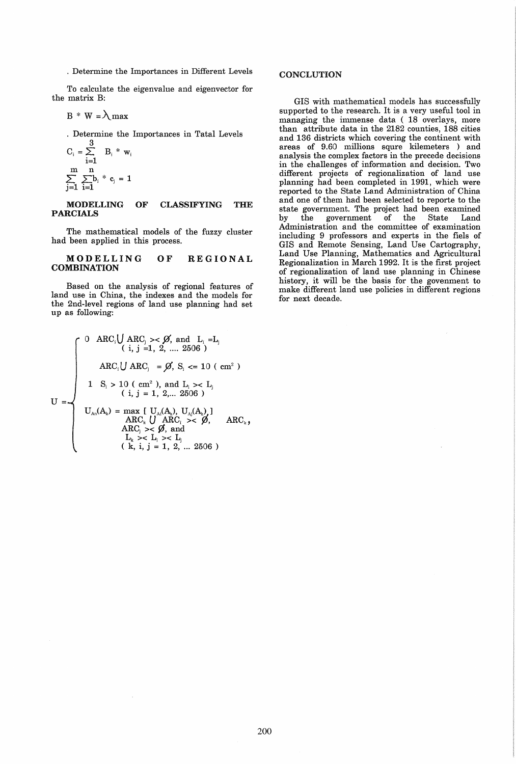. Determine the Importances in Different Levels

To calculate the eigenvalue and eigenvector for the matrix B:

$$B * W = \lambda max$$

. Determine the Importances in Tatal Levels

$$C_i = \sum_{i=1}^{3} B_i * w_i$$

$$\sum_{j=1}^{m} \sum_{i=1}^{n} b_i * c_j = 1$$

## MODELLING OF CLASSIFYING THE PARCIALS

The mathematical models of the fuzzy cluster had been applied in this process.

## MODELLING OF REGIONAL COMBINATION

Based on the analysis of regional features of land use in China, the indexes and the models for the 2nd-level regions of land use planning had set up as following:

$$U = \begin{cases} 0 \quad ARC_i \cup ARC_j >< \emptyset, \text{ and } L_i = L_j \\ \quad ( i, j = 1, 2, .... 2506 ) \\ \quad ARC_i \cup ARC_j = \emptyset, S_i <= 10 \text{ ( cm}^2 \text{ )} \\ 1 \quad S_i > 10 \text{ ( cm}^2 \text{ ), and } L_i >< L_j \\ \quad ( i, j = 1, 2,... 2506 ) \\ U_{An}(A_k) = \max [ U_{Ai}(A_k), U_{Aj}(A_k) ] \\ \quad ARC_k \cup ARC_i >< \emptyset, \quad ARC_k, \\ \quad ARC_j >< \emptyset, \text{ and} \\ \quad L_k >< L_i >< L_j \\ \quad ( k, i, j = 1, 2, ... 2506 ) \end{cases}$$

## CONCLUTION

GIS with mathematical models has successfully supported to the research. It is a very useful tool in managing the immense data ( 18 overlays, more than attribute data in the 2182 counties, 188 cities and 136 districts which covering the continent with areas of 9.60 millions squre kilemeters ) and analysis the complex factors in the precede decisions in the challenges of information and decision. Two different projects of regionalization of land use planning had been completed in 1991, which were reported to the State Land Administration of China and one of them had been selected to reporte to the state government. The project had been examined by the government of the State Land Administration and the committee of examination including 9 professors and experts in the fiels of GIS and Remote Sensing, Land Use Cartography, Land Use Planning, Mathematics and Agricultural Regionalization in March 1992. It is the first project of regionalization of land use planning in Chinese history, it will be the basis for the govenment to make different land use policies in different regions for next decade.